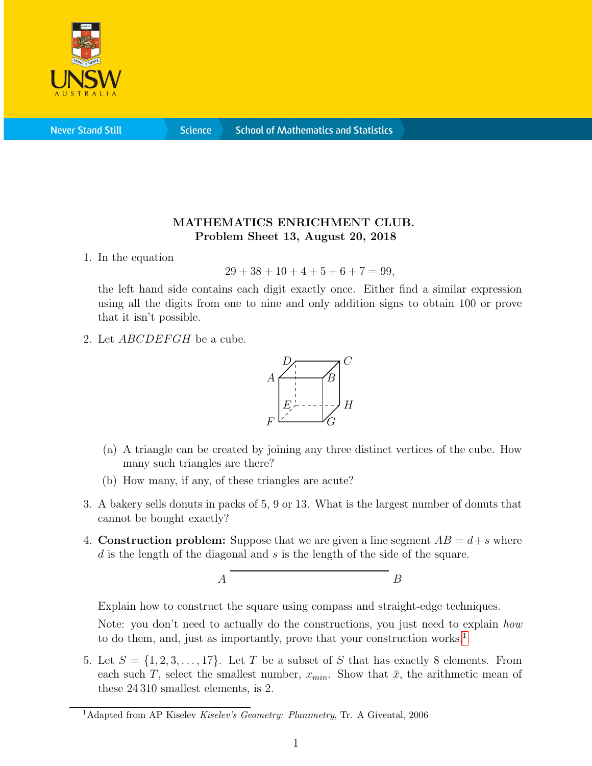# MATHEMATICS ENRICHMENT CLUB.
## Problem Sheet 13, August 20, 2018

1. In the equation

$$29 + 38 + 10 + 4 + 5 + 6 + 7 = 99,$$

the left hand side contains each digit exactly once. Either find a similar expression using all the digits from one to nine and only addition signs to obtain 100 or prove that it isn't possible.

2. Let $ABCDEFGH$ be a cube.

   (a) A triangle can be created by joining any three distinct vertices of the cube. How many such triangles are there?

   (b) How many, if any, of these triangles are acute?

3. A bakery sells donuts in packs of 5, 9 or 13. What is the largest number of donuts that cannot be bought exactly?

4. **Construction problem:** Suppose that we are given a line segment $AB = d + s$ where $d$ is the length of the diagonal and $s$ is the length of the side of the square.

$A$ ——————————— $B$

Explain how to construct the square using compass and straight-edge techniques.

Note: you don't need to actually do the constructions, you just need to explain *how* to do them, and, just as importantly, prove that your construction works.[1]

5. Let $S = \{1, 2, 3, \dots, 17\}$. Let $T$ be a subset of $S$ that has exactly 8 elements. From each such $T$, select the smallest number, $x_{min}$. Show that $\bar{x}$, the arithmetic mean of these 24 310 smallest elements, is 2.

[1] Adapted from AP Kiselev *Kiselev's Geometry: Planimetry*, Tr. A Givental, 2006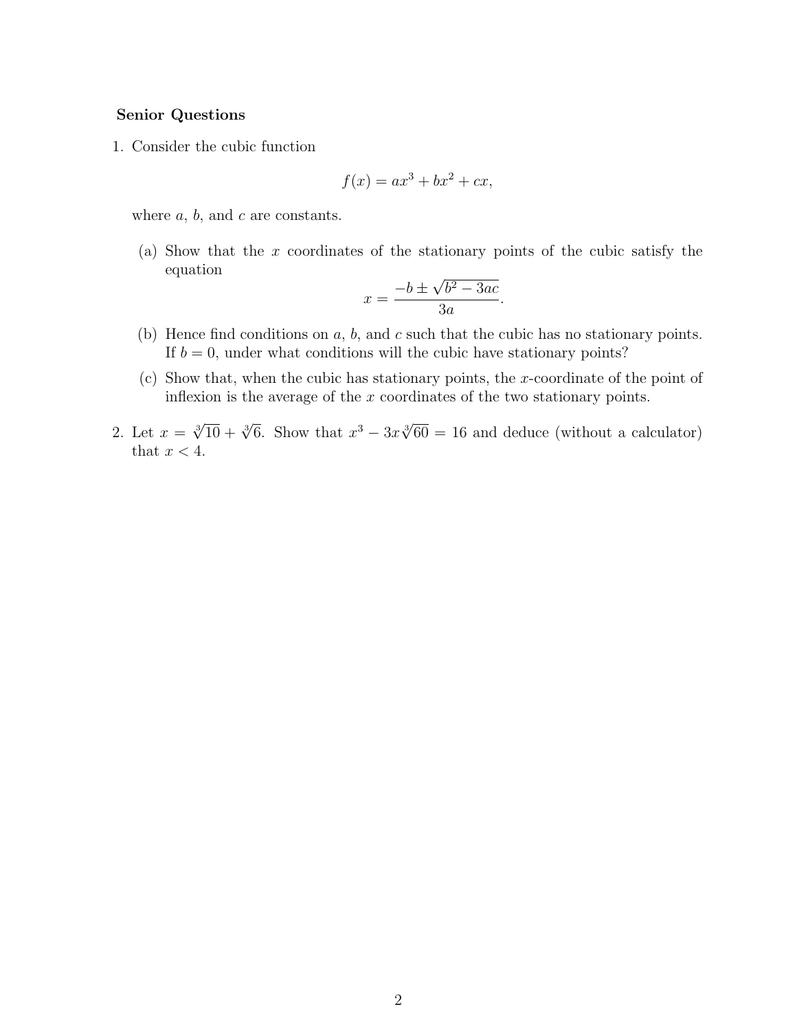**Senior Questions**

1. Consider the cubic function

$$f(x) = ax^3 + bx^2 + cx,$$

where $a$, $b$, and $c$ are constants.

(a) Show that the $x$ coordinates of the stationary points of the cubic satisfy the equation

$$x = \frac{-b \pm \sqrt{b^2 - 3ac}}{3a}.$$

(b) Hence find conditions on $a$, $b$, and $c$ such that the cubic has no stationary points. If $b = 0$, under what conditions will the cubic have stationary points?

(c) Show that, when the cubic has stationary points, the $x$-coordinate of the point of inflexion is the average of the $x$ coordinates of the two stationary points.

2. Let $x = \sqrt[3]{10} + \sqrt[3]{6}$. Show that $x^3 - 3x\sqrt[3]{60} = 16$ and deduce (without a calculator) that $x < 4$.